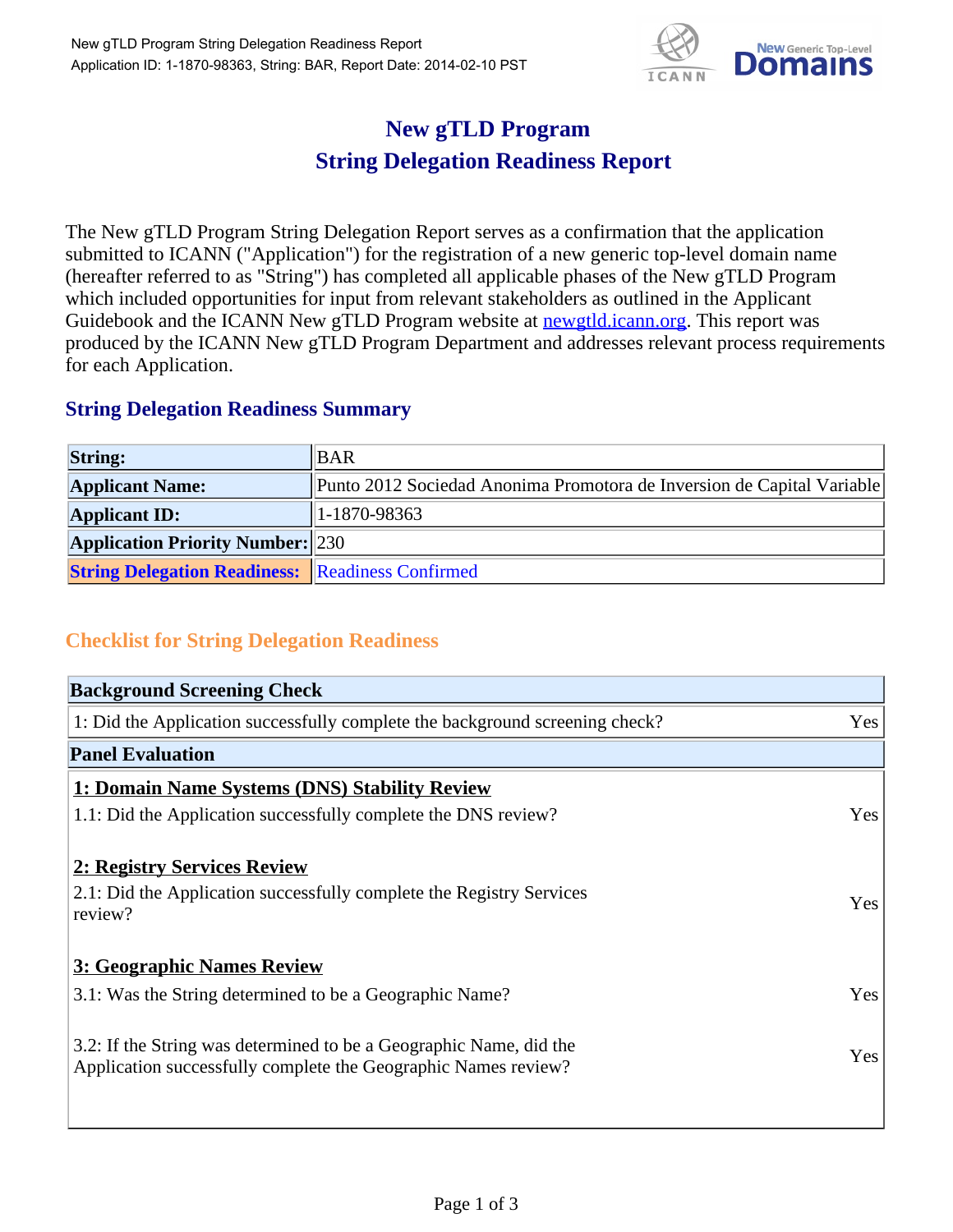# New gTLD Program
# String Delegation Readiness Report

The New gTLD Program String Delegation Report serves as a confirmation that the application submitted to ICANN ("Application") for the registration of a new generic top-level domain name (hereafter referred to as "String") has completed all applicable phases of the New gTLD Program which included opportunities for input from relevant stakeholders as outlined in the Applicant Guidebook and the ICANN New gTLD Program website at newgtld.icann.org. This report was produced by the ICANN New gTLD Program Department and addresses relevant process requirements for each Application.

## String Delegation Readiness Summary

| | |
|---|---|
| **String:** | BAR |
| **Applicant Name:** | Punto 2012 Sociedad Anonima Promotora de Inversion de Capital Variable |
| **Applicant ID:** | 1-1870-98363 |
| **Application Priority Number:** | 230 |
| **String Delegation Readiness:** | Readiness Confirmed |

## Checklist for String Delegation Readiness

| **Background Screening Check** | |
|---|---|
| 1: Did the Application successfully complete the background screening check? | Yes |
| **Panel Evaluation** | |
| **1: Domain Name Systems (DNS) Stability Review** | |
| 1.1: Did the Application successfully complete the DNS review? | Yes |
| **2: Registry Services Review** | |
| 2.1: Did the Application successfully complete the Registry Services review? | Yes |
| **3: Geographic Names Review** | |
| 3.1: Was the String determined to be a Geographic Name? | Yes |
| 3.2: If the String was determined to be a Geographic Name, did the Application successfully complete the Geographic Names review? | Yes |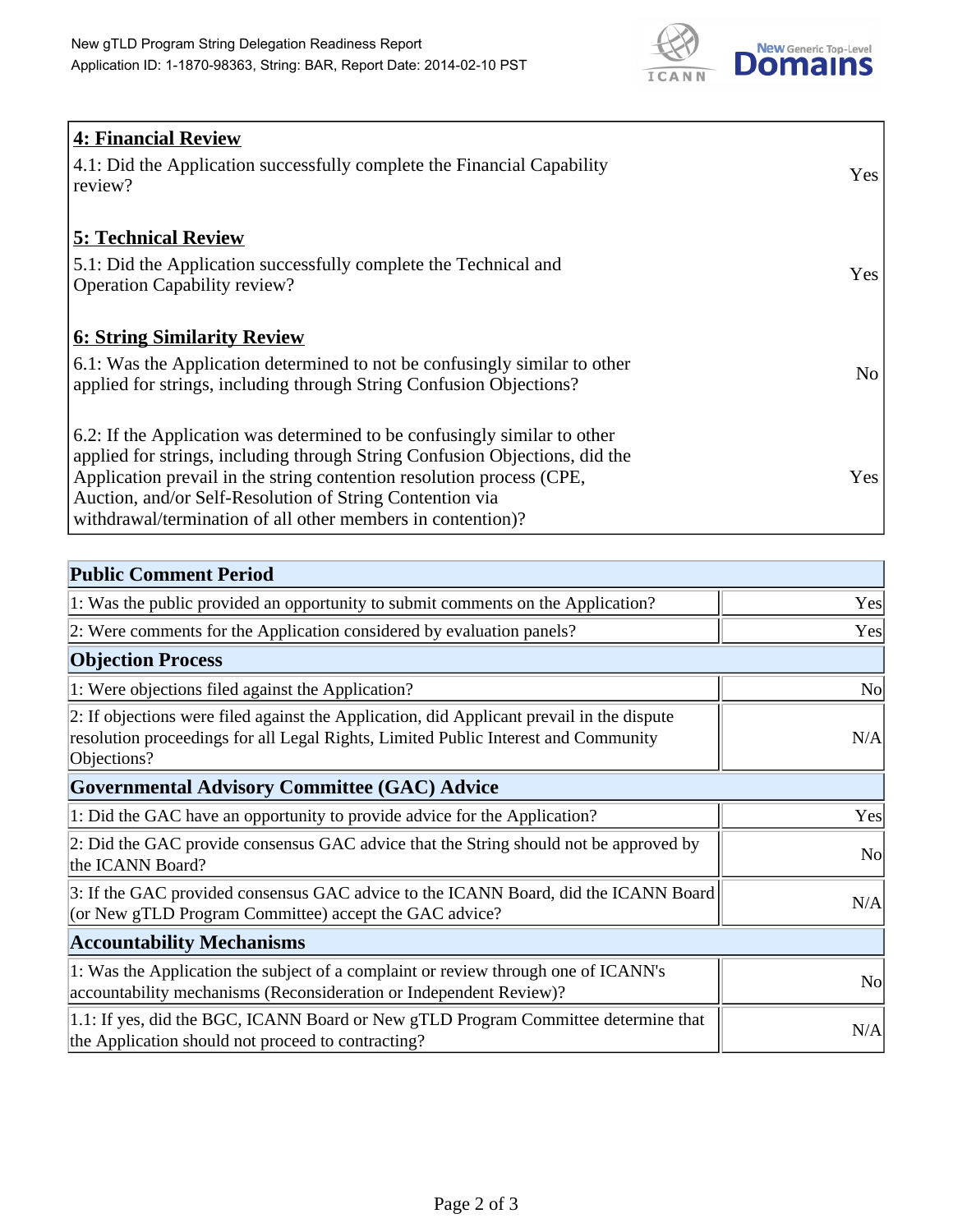| **4: Financial Review** | |
|---|---|
| 4.1: Did the Application successfully complete the Financial Capability review? | Yes |
| **5: Technical Review** | |
| 5.1: Did the Application successfully complete the Technical and Operation Capability review? | Yes |
| **6: String Similarity Review** | |
| 6.1: Was the Application determined to not be confusingly similar to other applied for strings, including through String Confusion Objections? | No |
| 6.2: If the Application was determined to be confusingly similar to other applied for strings, including through String Confusion Objections, did the Application prevail in the string contention resolution process (CPE, Auction, and/or Self-Resolution of String Contention via withdrawal/termination of all other members in contention)? | Yes |

| **Public Comment Period** | |
|---|---|
| 1: Was the public provided an opportunity to submit comments on the Application? | Yes |
| 2: Were comments for the Application considered by evaluation panels? | Yes |
| **Objection Process** | |
| 1: Were objections filed against the Application? | No |
| 2: If objections were filed against the Application, did Applicant prevail in the dispute resolution proceedings for all Legal Rights, Limited Public Interest and Community Objections? | N/A |
| **Governmental Advisory Committee (GAC) Advice** | |
| 1: Did the GAC have an opportunity to provide advice for the Application? | Yes |
| 2: Did the GAC provide consensus GAC advice that the String should not be approved by the ICANN Board? | No |
| 3: If the GAC provided consensus GAC advice to the ICANN Board, did the ICANN Board (or New gTLD Program Committee) accept the GAC advice? | N/A |
| **Accountability Mechanisms** | |
| 1: Was the Application the subject of a complaint or review through one of ICANN's accountability mechanisms (Reconsideration or Independent Review)? | No |
| 1.1: If yes, did the BGC, ICANN Board or New gTLD Program Committee determine that the Application should not proceed to contracting? | N/A |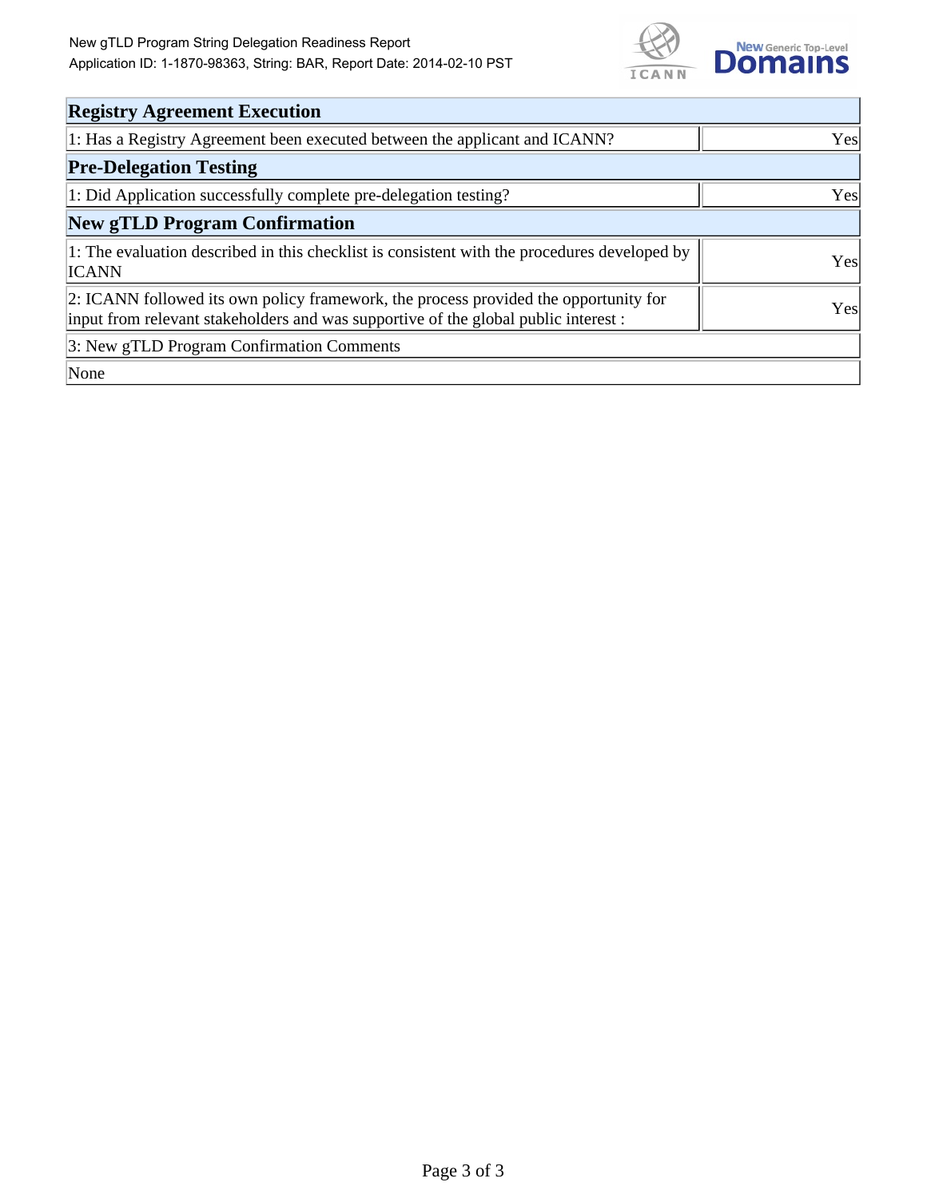## Registry Agreement Execution

| | |
|---|---|
| 1: Has a Registry Agreement been executed between the applicant and ICANN? | Yes |

## Pre-Delegation Testing

| | |
|---|---|
| 1: Did Application successfully complete pre-delegation testing? | Yes |

## New gTLD Program Confirmation

| | |
|---|---|
| 1: The evaluation described in this checklist is consistent with the procedures developed by ICANN | Yes |
| 2: ICANN followed its own policy framework, the process provided the opportunity for input from relevant stakeholders and was supportive of the global public interest : | Yes |

3: New gTLD Program Confirmation Comments

None